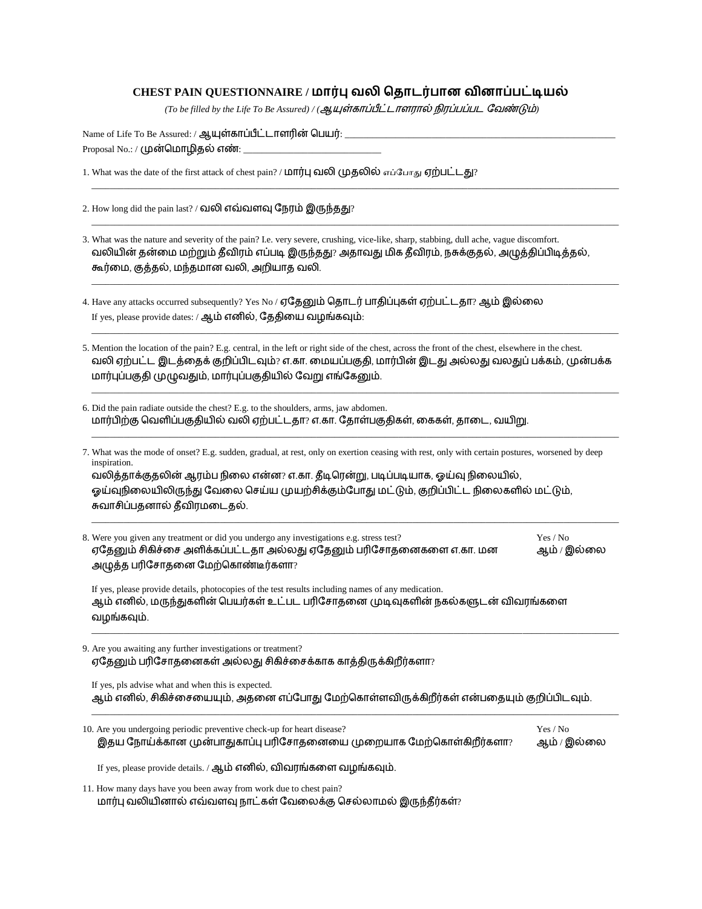## CHEST PAIN QUESTIONNAIRE / மார்பு வலி தொடர்பான வினாப்பட்டியல்

*(To be filled by the Life To Be Assured) / (ஆயுள்காப்பீட்டாளரால் நிரப்பப்பட வேண்டும்)*

Name of Life To Be Assured: / ஆயுள்காப்பீட்டாளரின் பெயர்: ______________________________________________

Proposal No.: / முன்மொழிதல் எண்: ____________________________

1. What was the date of the first attack of chest pain? / மார்பு வலி முதலில் எப்போது ஏற்பட்டது?

______________________________________________________________________________

2. How long did the pain last? / வலி எவ்வளவு நேரம் இருந்தது?

______________________________________________________________________________

3. What was the nature and severity of the pain? I.e. very severe, crushing, vice-like, sharp, stabbing, dull ache, vague discomfort.
வலியின் தன்மை மற்றும் தீவிரம் எப்படி இருந்தது? அதாவது மிக தீவிரம், நசுக்குதல், அழுத்திப்பிடித்தல், கூர்மை, குத்தல், மந்தமான வலி, அறியாத வலி.

______________________________________________________________________________

4. Have any attacks occurred subsequently? Yes No / ஏதேனும் தொடர் பாதிப்புகள் ஏற்பட்டதா? ஆம் இல்லை
If yes, please provide dates: / ஆம் எனில், தேதியை வழங்கவும்:

______________________________________________________________________________

5. Mention the location of the pain? E.g. central, in the left or right side of the chest, across the front of the chest, elsewhere in the chest.
வலி ஏற்பட்ட இடத்தைக் குறிப்பிடவும்? எ.கா. மையப்பகுதி, மார்பின் இடது அல்லது வலதுப் பக்கம், முன்பக்க மார்புப்பகுதி முழுவதும், மார்புப்பகுதியில் வேறு எங்கேனும்.

______________________________________________________________________________

6. Did the pain radiate outside the chest? E.g. to the shoulders, arms, jaw abdomen.
மார்பிற்கு வெளிப்பகுதியில் வலி ஏற்பட்டதா? எ.கா. தோள்பகுதிகள், கைகள், தாடை, வயிறு.

______________________________________________________________________________

7. What was the mode of onset? E.g. sudden, gradual, at rest, only on exertion ceasing with rest, only with certain postures, worsened by deep inspiration.
வலித்தாக்குதலின் ஆரம்ப நிலை என்ன? எ.கா. தீடிரென்று, படிப்படியாக, ஓய்வு நிலையில், ஓய்வுநிலையிலிருந்து வேலை செய்ய முயற்சிக்கும்போது மட்டும், குறிப்பிட்ட நிலைகளில் மட்டும், சுவாசிப்பதனால் தீவிரமடைதல்.

______________________________________________________________________________

8. Were you given any treatment or did you undergo any investigations e.g. stress test? Yes / No
ஏதேனும் சிகிச்சை அளிக்கப்பட்டதா அல்லது ஏதேனும் பரிசோதனைகளை எ.கா. மன அழுத்த பரிசோதனை மேற்கொண்டீர்களா? ஆம் / இல்லை

If yes, please provide details, photocopies of the test results including names of any medication.
ஆம் எனில், மருந்துகளின் பெயர்கள் உட்பட பரிசோதனை முடிவுகளின் நகல்களுடன் விவரங்களை வழங்கவும்.

______________________________________________________________________________

9. Are you awaiting any further investigations or treatment?
ஏதேனும் பரிசோதனைகள் அல்லது சிகிச்சைக்காக காத்திருக்கிறீர்களா?

If yes, pls advise what and when this is expected.
ஆம் எனில், சிகிச்சையையும், அதனை எப்போது மேற்கொள்ளவிருக்கிறீர்கள் என்பதையும் குறிப்பிடவும்.

______________________________________________________________________________

10. Are you undergoing periodic preventive check-up for heart disease? Yes / No
இதய நோய்க்கான முன்பாதுகாப்பு பரிசோதனையை முறையாக மேற்கொள்கிறீர்களா? ஆம் / இல்லை

If yes, please provide details. / ஆம் எனில், விவரங்களை வழங்கவும்.

11. How many days have you been away from work due to chest pain?
மார்பு வலியினால் எவ்வளவு நாட்கள் வேலைக்கு செல்லாமல் இருந்தீர்கள்?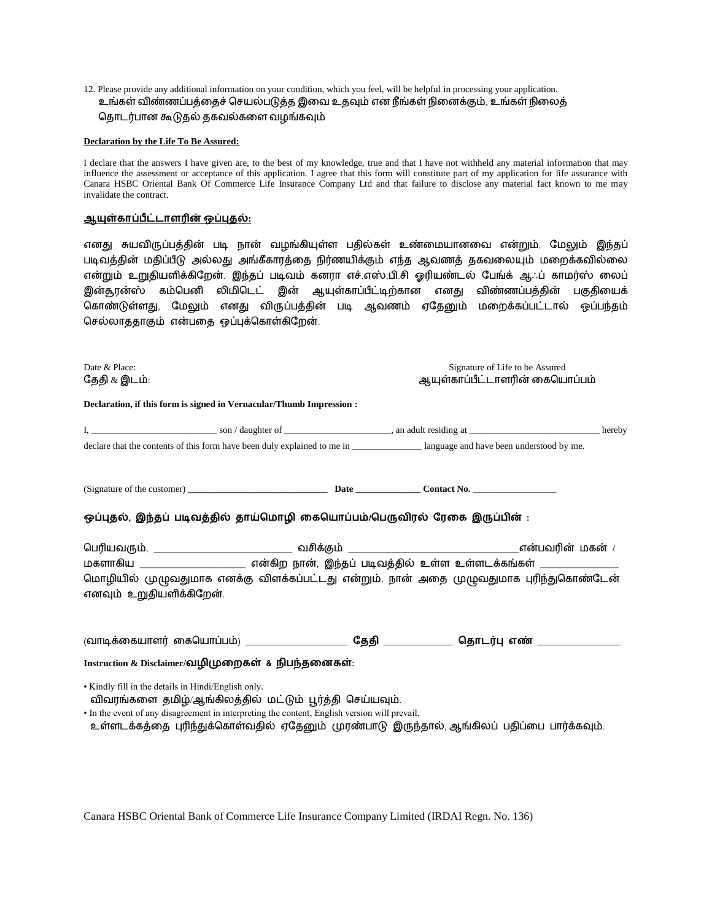12. Please provide any additional information on your condition, which you feel, will be helpful in processing your application.
உங்கள் விண்ணப்பத்தைச் செயல்படுத்த இவை உதவும் என நீங்கள் நினைக்கும், உங்கள் நிலைத் தொடர்பான கூடுதல் தகவல்களை வழங்கவும்

**Declaration by the Life To Be Assured:**

I declare that the answers I have given are, to the best of my knowledge, true and that I have not withheld any material information that may influence the assessment or acceptance of this application. I agree that this form will constitute part of my application for life assurance with Canara HSBC Oriental Bank Of Commerce Life Insurance Company Ltd and that failure to disclose any material fact known to me may invalidate the contract.

**ஆயுள்காப்பீட்டாளரின் ஒப்புதல்:**

எனது சுயவிருப்பத்தின் படி நான் வழங்கியுள்ள பதில்கள் உண்மையானவை என்றும், மேலும் இந்தப் படிவத்தின் மதிப்பீடு அல்லது அங்கீகாரத்தை நிர்ணயிக்கும் எந்த ஆவணத் தகவலையும் மறைக்கவில்லை என்றும் உறுதியளிக்கிறேன். இந்தப் படிவம் கனரா எச்.எஸ்.பி.சி ஓரியண்டல் பேங்க் ஆஃப் காமர்ஸ் லைப் இன்சூரன்ஸ் கம்பெனி லிமிடெட் இன் ஆயுள்காப்பீட்டிற்கான எனது விண்ணப்பத்தின் பகுதியைக் கொண்டுள்ளது, மேலும் எனது விருப்பத்தின் படி ஆவணம் ஏதேனும் மறைக்கப்பட்டால் ஒப்பந்தம் செல்லாததாகும் என்பதை ஒப்புக்கொள்கிறேன்.

Date & Place:
தேதி & இடம்:

Signature of Life to be Assured
ஆயுள்காப்பீட்டாளரின் கையொப்பம்

**Declaration, if this form is signed in Vernacular/Thumb Impression :**

I, __________________________ son / daughter of ______________________, an adult residing at ____________________________ hereby declare that the contents of this form have been duly explained to me in _______________ language and have been understood by me.

(Signature of the customer) ______________________________ **Date** ______________ **Contact No.** __________________

**ஒப்புதல், இந்தப் படிவத்தில் தாய்மொழி கையொப்பம்/பெருவிரல் ரேகை இருப்பின் :**

பெரியவரும், _________________________ வசிக்கும் _______________________________என்பவரின் மகன் / மகளாகிய ____________________ என்கிற நான், இந்தப் படிவத்தில் உள்ள உள்ளடக்கங்கள் _______________ மொழியில் முழுவதுமாக எனக்கு விளக்கப்பட்டது என்றும், நான் அதை முழுவதுமாக புரிந்துகொண்டேன் எனவும் உறுதியளிக்கிறேன்.

(வாடிக்கையாளர் கையொப்பம்) ___________________ **தேதி** _____________ **தொடர்பு எண்** _______________

**Instruction & Disclaimer/வழிமுறைகள் & நிபந்தனைகள்:**

- Kindly fill in the details in Hindi/English only.
  விவரங்களை தமிழ்/ஆங்கிலத்தில் மட்டும் பூர்த்தி செய்யவும்.
- In the event of any disagreement in interpreting the content, English version will prevail.
  உள்ளடக்கத்தை புரிந்துக்கொள்வதில் ஏதேனும் முரண்பாடு இருந்தால், ஆங்கிலப் பதிப்பை பார்க்கவும்.

Canara HSBC Oriental Bank of Commerce Life Insurance Company Limited (IRDAI Regn. No. 136)